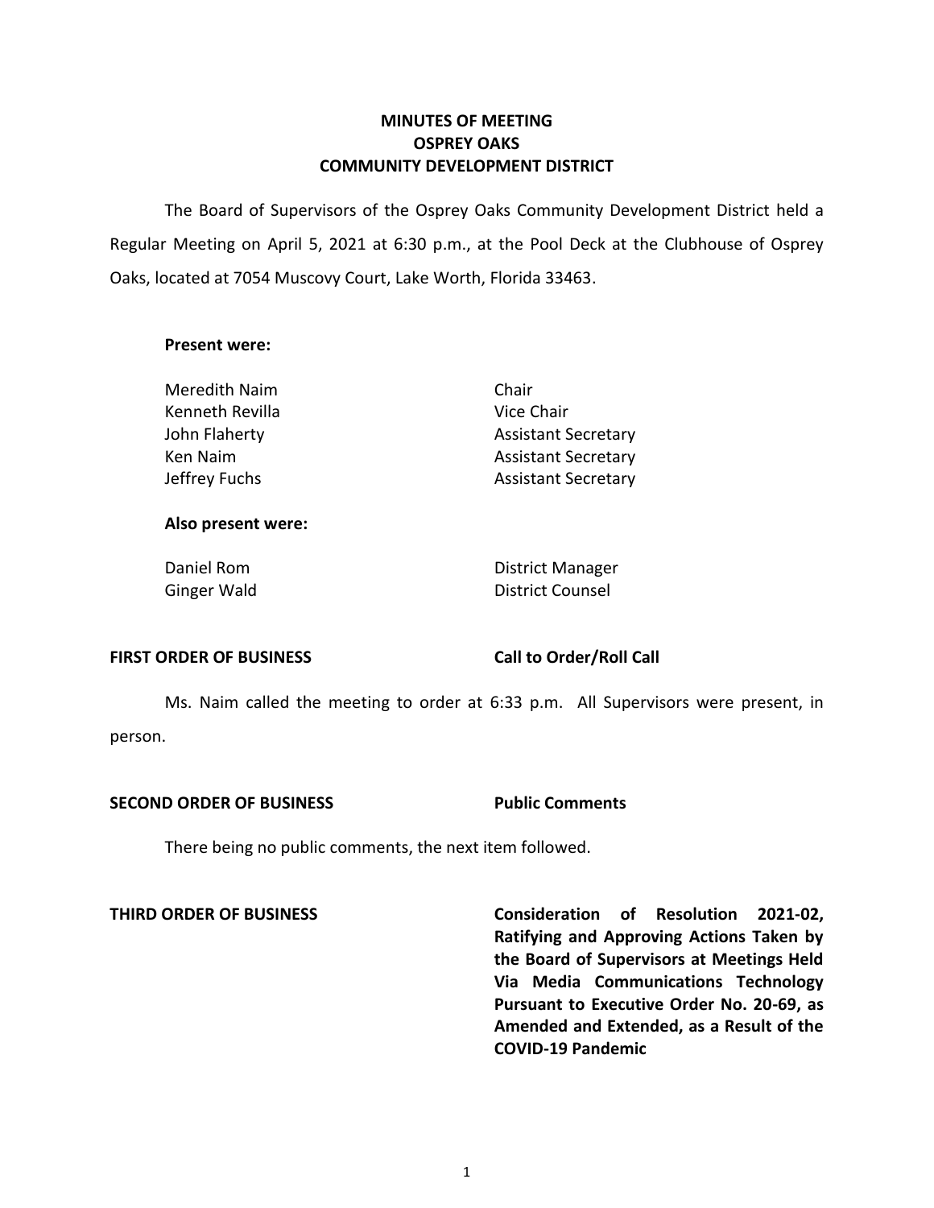# MINUTES OF MEETING
# OSPREY OAKS
# COMMUNITY DEVELOPMENT DISTRICT

The Board of Supervisors of the Osprey Oaks Community Development District held a Regular Meeting on April 5, 2021 at 6:30 p.m., at the Pool Deck at the Clubhouse of Osprey Oaks, located at 7054 Muscovy Court, Lake Worth, Florida 33463.

**Present were:**

| | |
|---|---|
| Meredith Naim | Chair |
| Kenneth Revilla | Vice Chair |
| John Flaherty | Assistant Secretary |
| Ken Naim | Assistant Secretary |
| Jeffrey Fuchs | Assistant Secretary |

**Also present were:**

| | |
|---|---|
| Daniel Rom | District Manager |
| Ginger Wald | District Counsel |

**FIRST ORDER OF BUSINESS** **Call to Order/Roll Call**

Ms. Naim called the meeting to order at 6:33 p.m. All Supervisors were present, in person.

**SECOND ORDER OF BUSINESS** **Public Comments**

There being no public comments, the next item followed.

**THIRD ORDER OF BUSINESS** **Consideration of Resolution 2021-02, Ratifying and Approving Actions Taken by the Board of Supervisors at Meetings Held Via Media Communications Technology Pursuant to Executive Order No. 20-69, as Amended and Extended, as a Result of the COVID-19 Pandemic**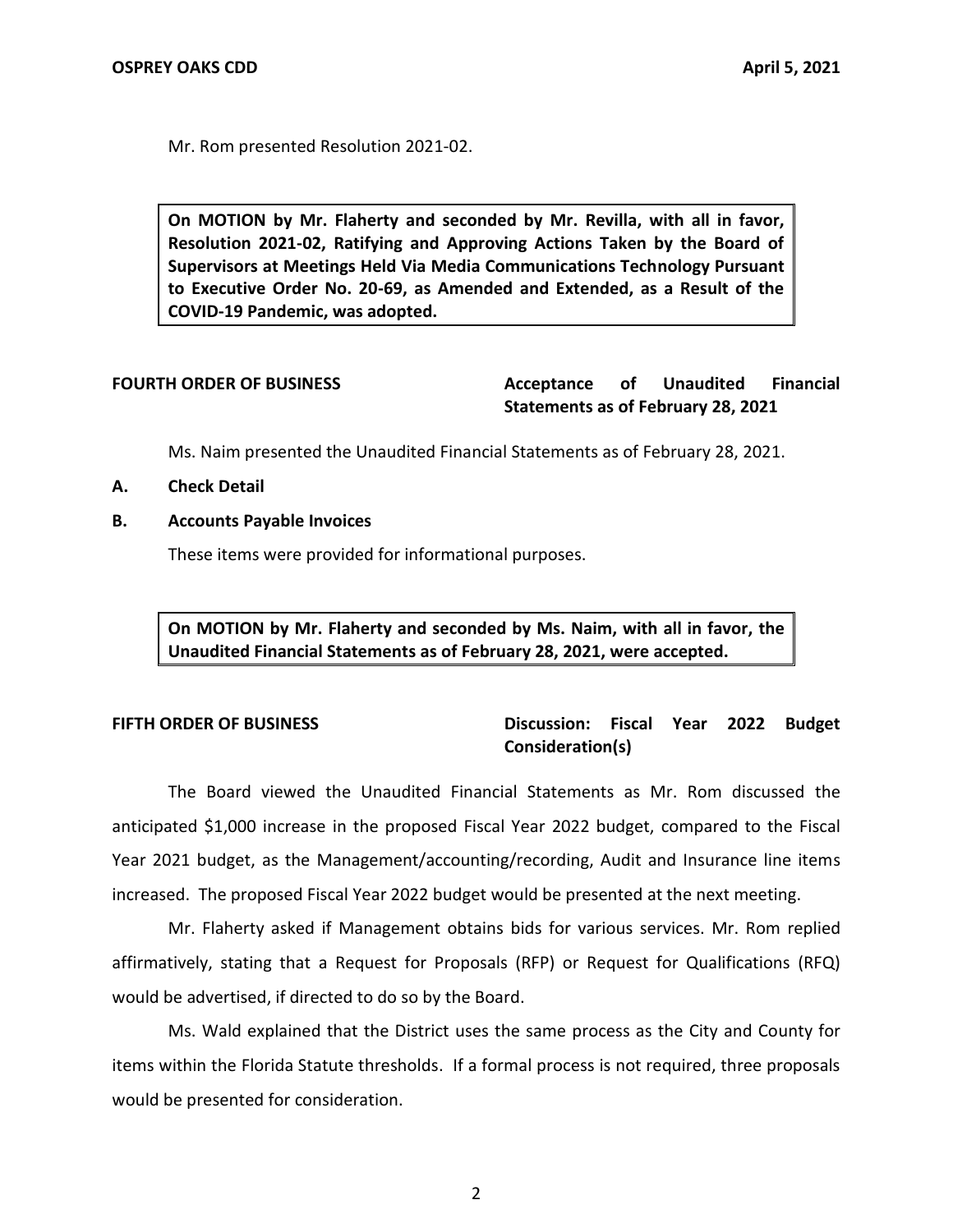Mr. Rom presented Resolution 2021-02.

> **On MOTION by Mr. Flaherty and seconded by Mr. Revilla, with all in favor, Resolution 2021-02, Ratifying and Approving Actions Taken by the Board of Supervisors at Meetings Held Via Media Communications Technology Pursuant to Executive Order No. 20-69, as Amended and Extended, as a Result of the COVID-19 Pandemic, was adopted.**

**FOURTH ORDER OF BUSINESS** **Acceptance of Unaudited Financial Statements as of February 28, 2021**

Ms. Naim presented the Unaudited Financial Statements as of February 28, 2021.

**A. Check Detail**

**B. Accounts Payable Invoices**

These items were provided for informational purposes.

> **On MOTION by Mr. Flaherty and seconded by Ms. Naim, with all in favor, the Unaudited Financial Statements as of February 28, 2021, were accepted.**

**FIFTH ORDER OF BUSINESS** **Discussion: Fiscal Year 2022 Budget Consideration(s)**

The Board viewed the Unaudited Financial Statements as Mr. Rom discussed the anticipated $1,000 increase in the proposed Fiscal Year 2022 budget, compared to the Fiscal Year 2021 budget, as the Management/accounting/recording, Audit and Insurance line items increased. The proposed Fiscal Year 2022 budget would be presented at the next meeting.

Mr. Flaherty asked if Management obtains bids for various services. Mr. Rom replied affirmatively, stating that a Request for Proposals (RFP) or Request for Qualifications (RFQ) would be advertised, if directed to do so by the Board.

Ms. Wald explained that the District uses the same process as the City and County for items within the Florida Statute thresholds. If a formal process is not required, three proposals would be presented for consideration.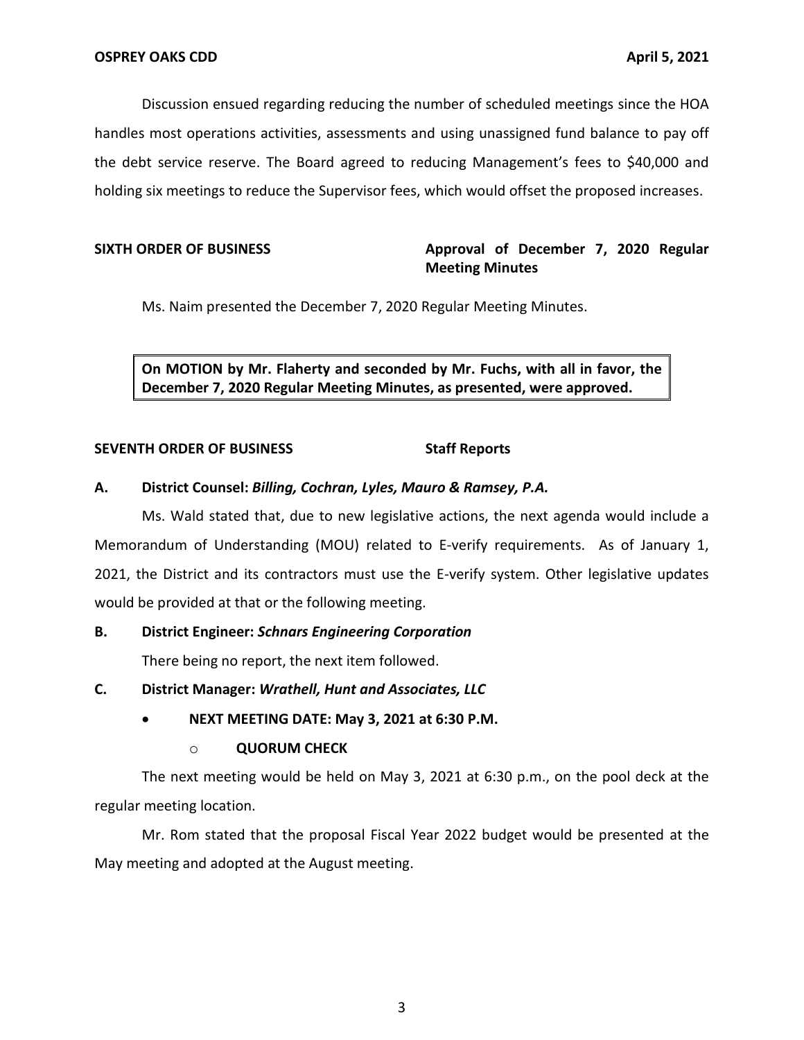Discussion ensued regarding reducing the number of scheduled meetings since the HOA handles most operations activities, assessments and using unassigned fund balance to pay off the debt service reserve. The Board agreed to reducing Management's fees to $40,000 and holding six meetings to reduce the Supervisor fees, which would offset the proposed increases.

**SIXTH ORDER OF BUSINESS** **Approval of December 7, 2020 Regular Meeting Minutes**

Ms. Naim presented the December 7, 2020 Regular Meeting Minutes.

> **On MOTION by Mr. Flaherty and seconded by Mr. Fuchs, with all in favor, the December 7, 2020 Regular Meeting Minutes, as presented, were approved.**

**SEVENTH ORDER OF BUSINESS** **Staff Reports**

**A. District Counsel:** ***Billing, Cochran, Lyles, Mauro & Ramsey, P.A.***

Ms. Wald stated that, due to new legislative actions, the next agenda would include a Memorandum of Understanding (MOU) related to E-verify requirements. As of January 1, 2021, the District and its contractors must use the E-verify system. Other legislative updates would be provided at that or the following meeting.

**B. District Engineer:** ***Schnars Engineering Corporation***

There being no report, the next item followed.

**C. District Manager:** ***Wrathell, Hunt and Associates, LLC***

- **NEXT MEETING DATE: May 3, 2021 at 6:30 P.M.**
  - **QUORUM CHECK**

The next meeting would be held on May 3, 2021 at 6:30 p.m., on the pool deck at the regular meeting location.

Mr. Rom stated that the proposal Fiscal Year 2022 budget would be presented at the May meeting and adopted at the August meeting.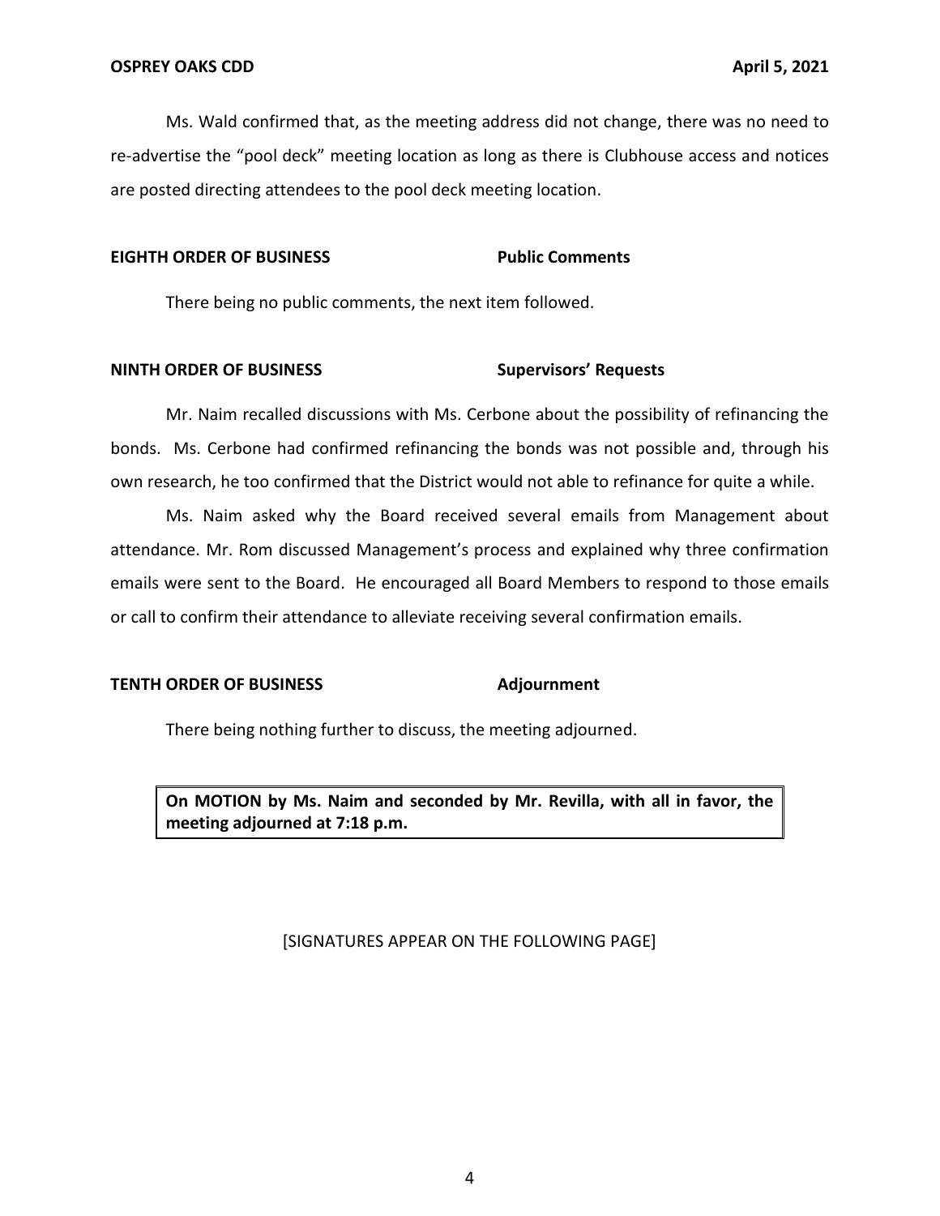Ms. Wald confirmed that, as the meeting address did not change, there was no need to re-advertise the "pool deck" meeting location as long as there is Clubhouse access and notices are posted directing attendees to the pool deck meeting location.

**EIGHTH ORDER OF BUSINESS** **Public Comments**

There being no public comments, the next item followed.

**NINTH ORDER OF BUSINESS** **Supervisors' Requests**

Mr. Naim recalled discussions with Ms. Cerbone about the possibility of refinancing the bonds. Ms. Cerbone had confirmed refinancing the bonds was not possible and, through his own research, he too confirmed that the District would not able to refinance for quite a while.

Ms. Naim asked why the Board received several emails from Management about attendance. Mr. Rom discussed Management's process and explained why three confirmation emails were sent to the Board. He encouraged all Board Members to respond to those emails or call to confirm their attendance to alleviate receiving several confirmation emails.

**TENTH ORDER OF BUSINESS** **Adjournment**

There being nothing further to discuss, the meeting adjourned.

| **On MOTION by Ms. Naim and seconded by Mr. Revilla, with all in favor, the meeting adjourned at 7:18 p.m.** |
|---|

[SIGNATURES APPEAR ON THE FOLLOWING PAGE]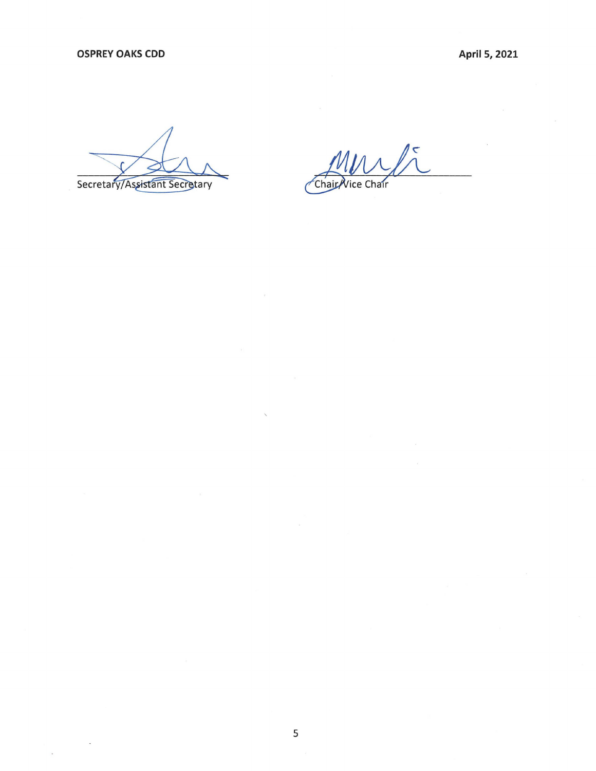OSPREY OAKS CDD

April 5, 2021

___________________________
Secretary/Assistant Secretary

___________________________
Chair/Vice Chair